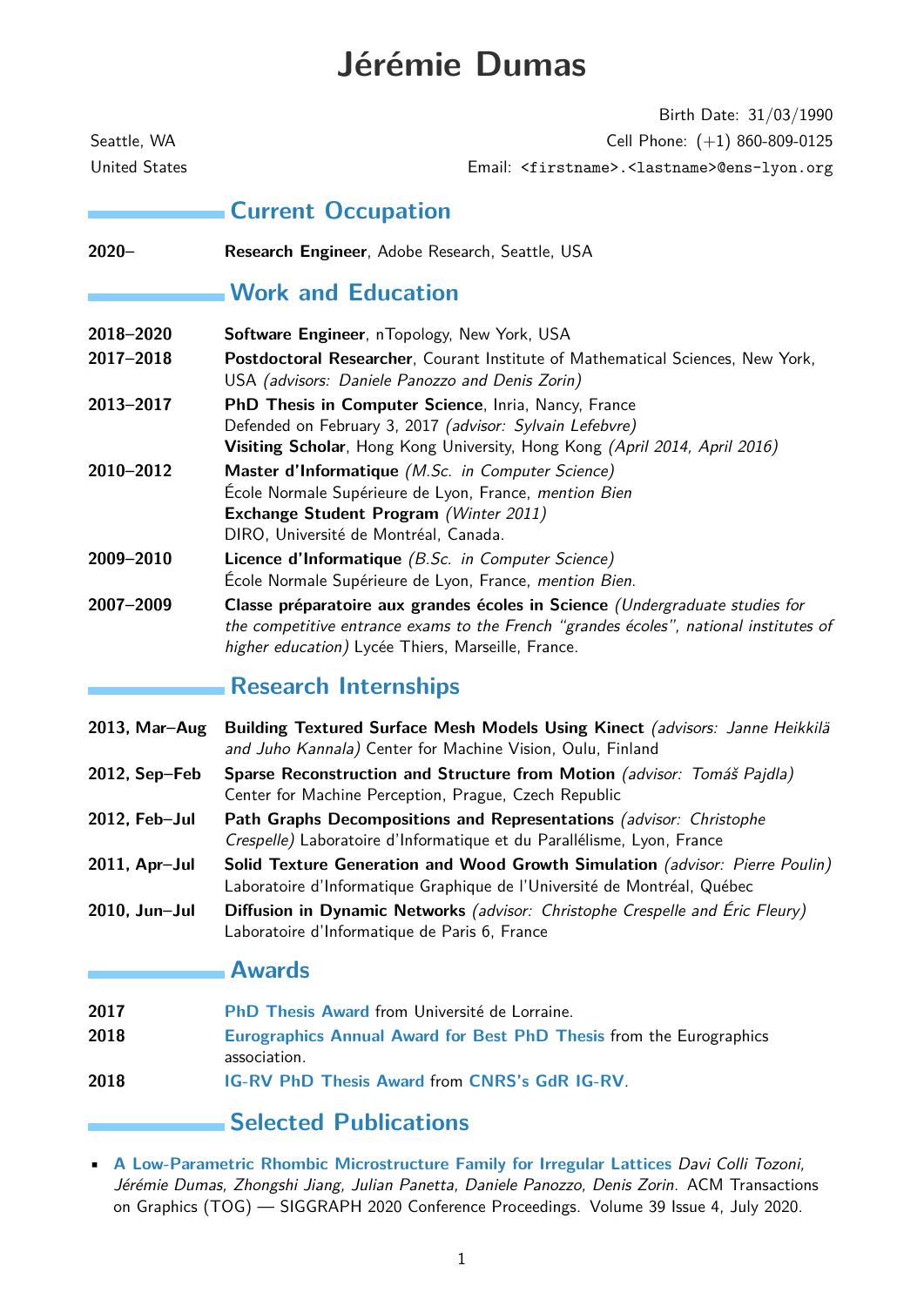# Jérémie Dumas

Seattle, WA
United States

Birth Date: 31/03/1990
Cell Phone: (+1) 860-809-0125
Email: `<firstname>.<lastname>@ens-lyon.org`

## Current Occupation

**2020–** **Research Engineer**, Adobe Research, Seattle, USA

## Work and Education

**2018–2020** **Software Engineer**, nTopology, New York, USA

**2017–2018** **Postdoctoral Researcher**, Courant Institute of Mathematical Sciences, New York, USA *(advisors: Daniele Panozzo and Denis Zorin)*

**2013–2017** **PhD Thesis in Computer Science**, Inria, Nancy, France
Defended on February 3, 2017 *(advisor: Sylvain Lefebvre)*
**Visiting Scholar**, Hong Kong University, Hong Kong *(April 2014, April 2016)*

**2010–2012** **Master d'Informatique** *(M.Sc. in Computer Science)*
École Normale Supérieure de Lyon, France, *mention Bien*
**Exchange Student Program** *(Winter 2011)*
DIRO, Université de Montréal, Canada.

**2009–2010** **Licence d'Informatique** *(B.Sc. in Computer Science)*
École Normale Supérieure de Lyon, France, *mention Bien*.

**2007–2009** **Classe préparatoire aux grandes écoles in Science** *(Undergraduate studies for the competitive entrance exams to the French "grandes écoles", national institutes of higher education)* Lycée Thiers, Marseille, France.

## Research Internships

**2013, Mar–Aug** **Building Textured Surface Mesh Models Using Kinect** *(advisors: Janne Heikkilä and Juho Kannala)* Center for Machine Vision, Oulu, Finland

**2012, Sep–Feb** **Sparse Reconstruction and Structure from Motion** *(advisor: Tomáš Pajdla)* Center for Machine Perception, Prague, Czech Republic

**2012, Feb–Jul** **Path Graphs Decompositions and Representations** *(advisor: Christophe Crespelle)* Laboratoire d'Informatique et du Parallélisme, Lyon, France

**2011, Apr–Jul** **Solid Texture Generation and Wood Growth Simulation** *(advisor: Pierre Poulin)* Laboratoire d'Informatique Graphique de l'Université de Montréal, Québec

**2010, Jun–Jul** **Diffusion in Dynamic Networks** *(advisor: Christophe Crespelle and Éric Fleury)* Laboratoire d'Informatique de Paris 6, France

## Awards

**2017** **PhD Thesis Award** from Université de Lorraine.

**2018** **Eurographics Annual Award for Best PhD Thesis** from the Eurographics association.

**2018** **IG-RV PhD Thesis Award** from **CNRS's GdR IG-RV**.

## Selected Publications

- **A Low-Parametric Rhombic Microstructure Family for Irregular Lattices** *Davi Colli Tozoni, Jérémie Dumas, Zhongshi Jiang, Julian Panetta, Daniele Panozzo, Denis Zorin*. ACM Transactions on Graphics (TOG) — SIGGRAPH 2020 Conference Proceedings. Volume 39 Issue 4, July 2020.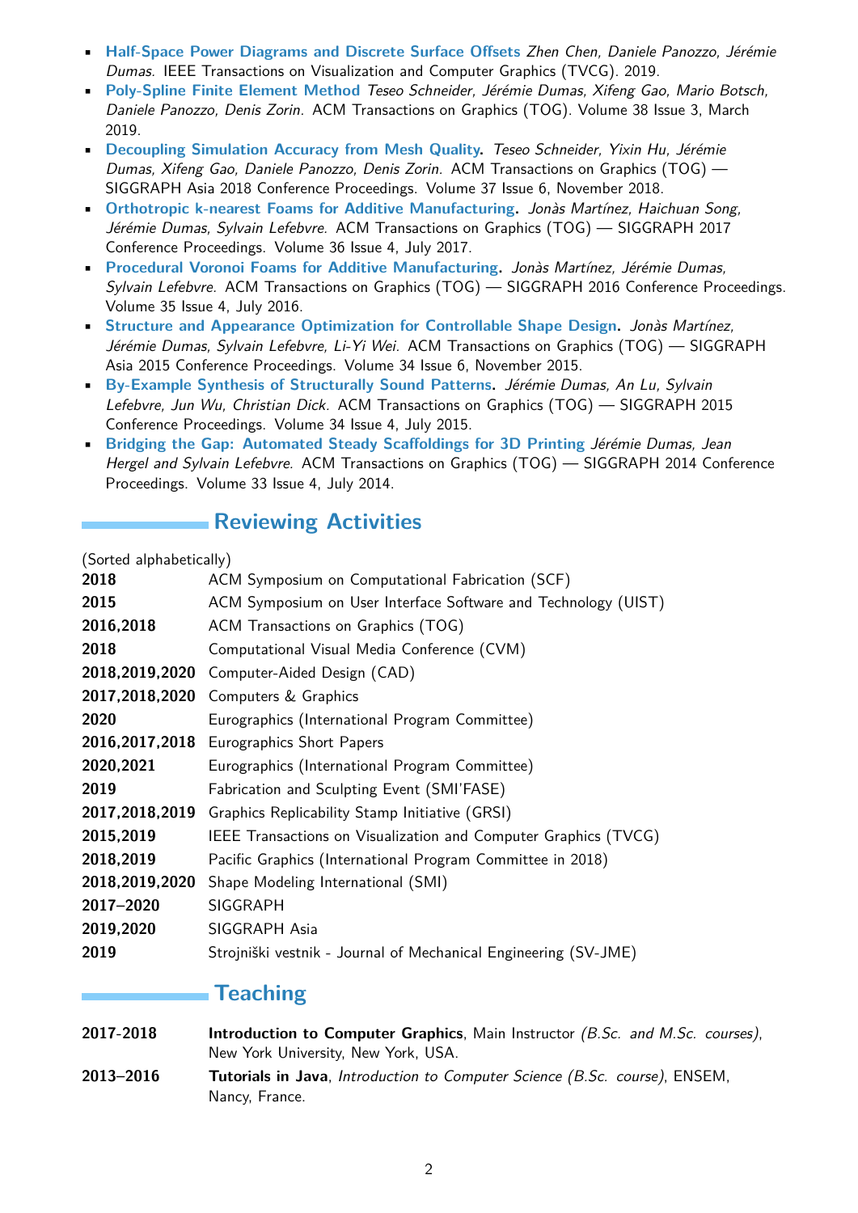- **Half-Space Power Diagrams and Discrete Surface Offsets** *Zhen Chen, Daniele Panozzo, Jérémie Dumas.* IEEE Transactions on Visualization and Computer Graphics (TVCG). 2019.
- **Poly-Spline Finite Element Method** *Teseo Schneider, Jérémie Dumas, Xifeng Gao, Mario Botsch, Daniele Panozzo, Denis Zorin.* ACM Transactions on Graphics (TOG). Volume 38 Issue 3, March 2019.
- **Decoupling Simulation Accuracy from Mesh Quality.** *Teseo Schneider, Yixin Hu, Jérémie Dumas, Xifeng Gao, Daniele Panozzo, Denis Zorin.* ACM Transactions on Graphics (TOG) — SIGGRAPH Asia 2018 Conference Proceedings. Volume 37 Issue 6, November 2018.
- **Orthotropic k-nearest Foams for Additive Manufacturing.** *Jonàs Martínez, Haichuan Song, Jérémie Dumas, Sylvain Lefebvre.* ACM Transactions on Graphics (TOG) — SIGGRAPH 2017 Conference Proceedings. Volume 36 Issue 4, July 2017.
- **Procedural Voronoi Foams for Additive Manufacturing.** *Jonàs Martínez, Jérémie Dumas, Sylvain Lefebvre.* ACM Transactions on Graphics (TOG) — SIGGRAPH 2016 Conference Proceedings. Volume 35 Issue 4, July 2016.
- **Structure and Appearance Optimization for Controllable Shape Design.** *Jonàs Martínez, Jérémie Dumas, Sylvain Lefebvre, Li-Yi Wei.* ACM Transactions on Graphics (TOG) — SIGGRAPH Asia 2015 Conference Proceedings. Volume 34 Issue 6, November 2015.
- **By-Example Synthesis of Structurally Sound Patterns.** *Jérémie Dumas, An Lu, Sylvain Lefebvre, Jun Wu, Christian Dick.* ACM Transactions on Graphics (TOG) — SIGGRAPH 2015 Conference Proceedings. Volume 34 Issue 4, July 2015.
- **Bridging the Gap: Automated Steady Scaffoldings for 3D Printing** *Jérémie Dumas, Jean Hergel and Sylvain Lefebvre.* ACM Transactions on Graphics (TOG) — SIGGRAPH 2014 Conference Proceedings. Volume 33 Issue 4, July 2014.

## Reviewing Activities

(Sorted alphabetically)

| | |
|---|---|
| **2018** | ACM Symposium on Computational Fabrication (SCF) |
| **2015** | ACM Symposium on User Interface Software and Technology (UIST) |
| **2016,2018** | ACM Transactions on Graphics (TOG) |
| **2018** | Computational Visual Media Conference (CVM) |
| **2018,2019,2020** | Computer-Aided Design (CAD) |
| **2017,2018,2020** | Computers & Graphics |
| **2020** | Eurographics (International Program Committee) |
| **2016,2017,2018** | Eurographics Short Papers |
| **2020,2021** | Eurographics (International Program Committee) |
| **2019** | Fabrication and Sculpting Event (SMI'FASE) |
| **2017,2018,2019** | Graphics Replicability Stamp Initiative (GRSI) |
| **2015,2019** | IEEE Transactions on Visualization and Computer Graphics (TVCG) |
| **2018,2019** | Pacific Graphics (International Program Committee in 2018) |
| **2018,2019,2020** | Shape Modeling International (SMI) |
| **2017–2020** | SIGGRAPH |
| **2019,2020** | SIGGRAPH Asia |
| **2019** | Strojniški vestnik - Journal of Mechanical Engineering (SV-JME) |

## Teaching

**2017-2018** — **Introduction to Computer Graphics**, Main Instructor *(B.Sc. and M.Sc. courses)*, New York University, New York, USA.

**2013–2016** — **Tutorials in Java**, *Introduction to Computer Science (B.Sc. course)*, ENSEM, Nancy, France.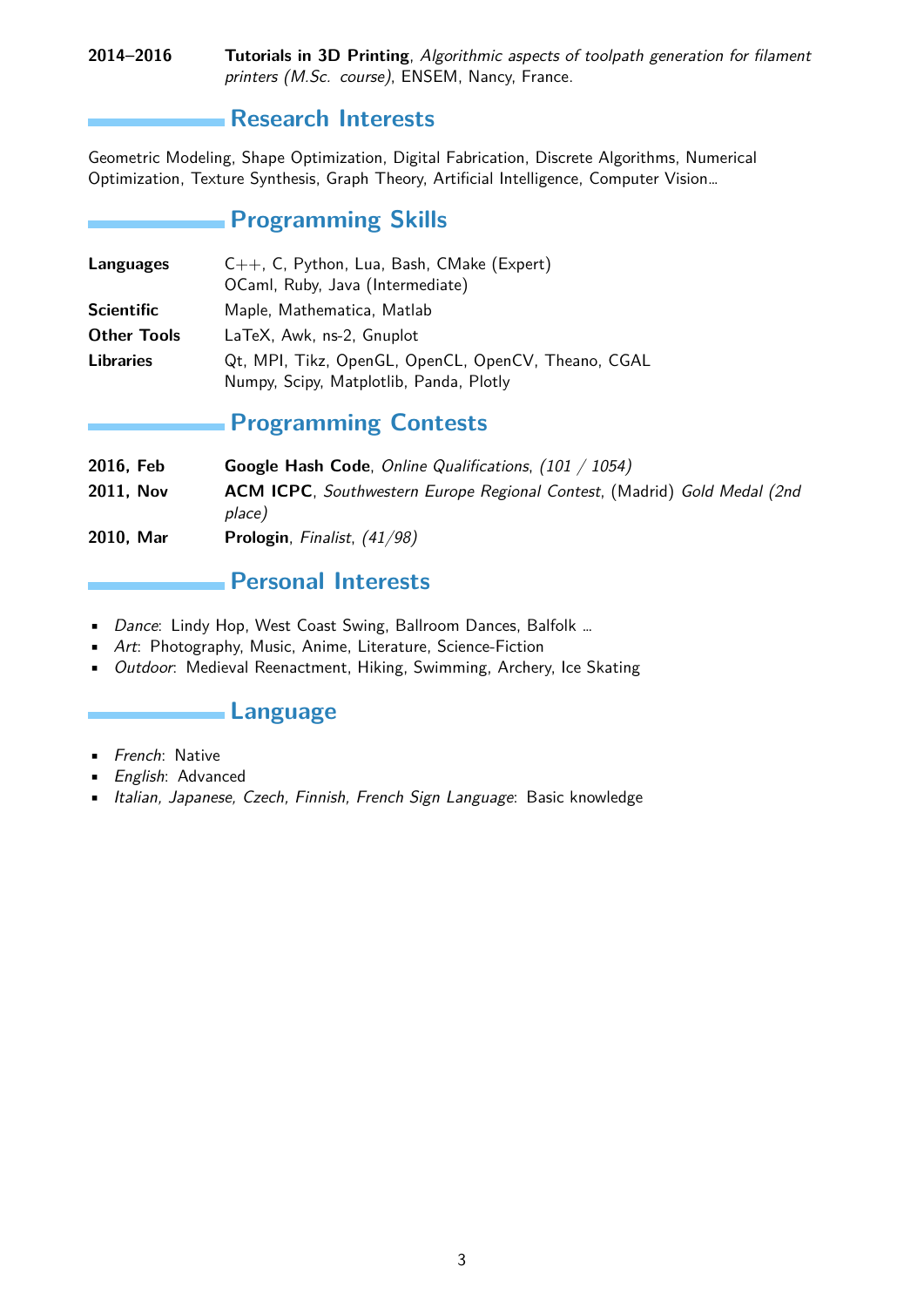**2014–2016** **Tutorials in 3D Printing**, *Algorithmic aspects of toolpath generation for filament printers (M.Sc. course)*, ENSEM, Nancy, France.

## Research Interests

Geometric Modeling, Shape Optimization, Digital Fabrication, Discrete Algorithms, Numerical Optimization, Texture Synthesis, Graph Theory, Artificial Intelligence, Computer Vision...

## Programming Skills

| | |
|---|---|
| **Languages** | C++, C, Python, Lua, Bash, CMake (Expert)<br>OCaml, Ruby, Java (Intermediate) |
| **Scientific** | Maple, Mathematica, Matlab |
| **Other Tools** | LaTeX, Awk, ns-2, Gnuplot |
| **Libraries** | Qt, MPI, Tikz, OpenGL, OpenCL, OpenCV, Theano, CGAL<br>Numpy, Scipy, Matplotlib, Panda, Plotly |

## Programming Contests

| | |
|---|---|
| **2016, Feb** | **Google Hash Code**, *Online Qualifications*, *(101 / 1054)* |
| **2011, Nov** | **ACM ICPC**, *Southwestern Europe Regional Contest*, (Madrid) *Gold Medal (2nd place)* |
| **2010, Mar** | **Prologin**, *Finalist*, *(41/98)* |

## Personal Interests

- *Dance*: Lindy Hop, West Coast Swing, Ballroom Dances, Balfolk ...
- *Art*: Photography, Music, Anime, Literature, Science-Fiction
- *Outdoor*: Medieval Reenactment, Hiking, Swimming, Archery, Ice Skating

## Language

- *French*: Native
- *English*: Advanced
- *Italian, Japanese, Czech, Finnish, French Sign Language*: Basic knowledge